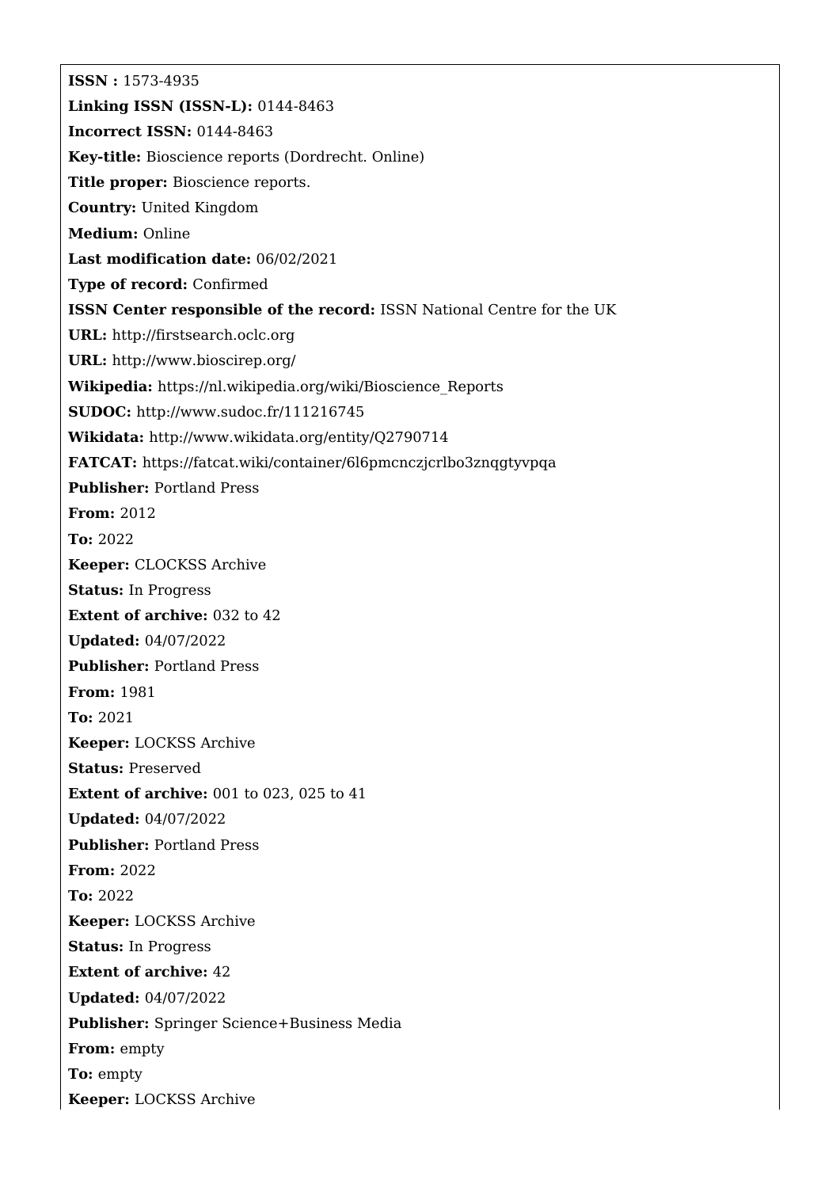**ISSN :** 1573-4935

**Linking ISSN (ISSN-L):** 0144-8463

**Incorrect ISSN:** 0144-8463

**Key-title:** Bioscience reports (Dordrecht. Online)

**Title proper:** Bioscience reports.

**Country:** United Kingdom

**Medium:** Online

**Last modification date:** 06/02/2021

**Type of record:** Confirmed

**ISSN Center responsible of the record:** ISSN National Centre for the UK

**URL:** http://firstsearch.oclc.org

**URL:** http://www.bioscirep.org/

**Wikipedia:** https://nl.wikipedia.org/wiki/Bioscience_Reports

**SUDOC:** http://www.sudoc.fr/111216745

**Wikidata:** http://www.wikidata.org/entity/Q2790714

**FATCAT:** https://fatcat.wiki/container/6l6pmcnczjcrlbo3znqgtyvpqa

**Publisher:** Portland Press

**From:** 2012

**To:** 2022

**Keeper:** CLOCKSS Archive

**Status:** In Progress

**Extent of archive:** 032 to 42

**Updated:** 04/07/2022

**Publisher:** Portland Press

**From:** 1981

**To:** 2021

**Keeper:** LOCKSS Archive

**Status:** Preserved

**Extent of archive:** 001 to 023, 025 to 41

**Updated:** 04/07/2022

**Publisher:** Portland Press

**From:** 2022

**To:** 2022

**Keeper:** LOCKSS Archive

**Status:** In Progress

**Extent of archive:** 42

**Updated:** 04/07/2022

**Publisher:** Springer Science+Business Media

**From:** empty

**To:** empty

**Keeper:** LOCKSS Archive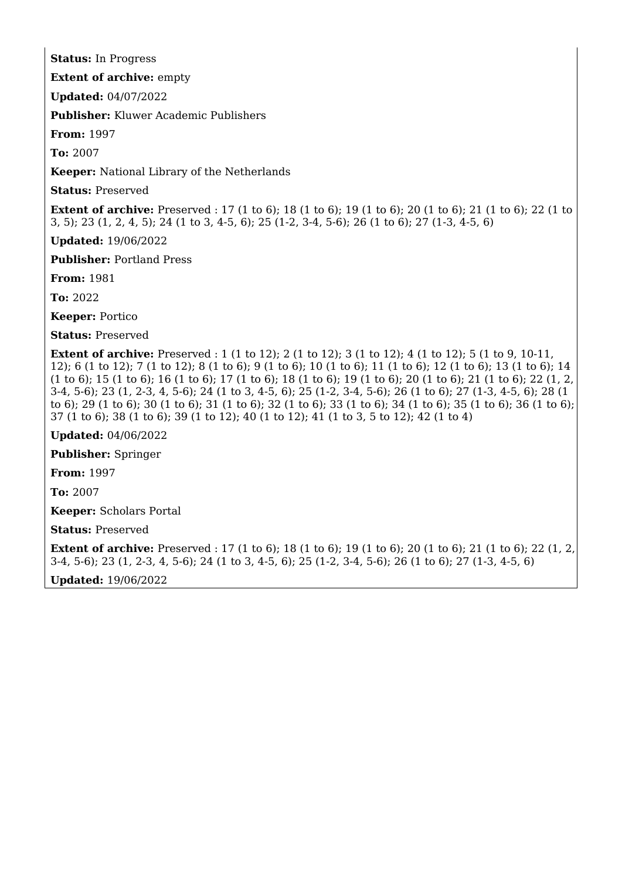**Status:** In Progress

**Extent of archive:** empty

**Updated:** 04/07/2022

**Publisher:** Kluwer Academic Publishers

**From:** 1997

**To:** 2007

**Keeper:** National Library of the Netherlands

**Status:** Preserved

**Extent of archive:** Preserved : 17 (1 to 6); 18 (1 to 6); 19 (1 to 6); 20 (1 to 6); 21 (1 to 6); 22 (1 to 3, 5); 23 (1, 2, 4, 5); 24 (1 to 3, 4-5, 6); 25 (1-2, 3-4, 5-6); 26 (1 to 6); 27 (1-3, 4-5, 6)

**Updated:** 19/06/2022

**Publisher:** Portland Press

**From:** 1981

**To:** 2022

**Keeper:** Portico

**Status:** Preserved

**Extent of archive:** Preserved : 1 (1 to 12); 2 (1 to 12); 3 (1 to 12); 4 (1 to 12); 5 (1 to 9, 10-11, 12); 6 (1 to 12); 7 (1 to 12); 8 (1 to 6); 9 (1 to 6); 10 (1 to 6); 11 (1 to 6); 12 (1 to 6); 13 (1 to 6); 14 (1 to 6); 15 (1 to 6); 16 (1 to 6); 17 (1 to 6); 18 (1 to 6); 19 (1 to 6); 20 (1 to 6); 21 (1 to 6); 22 (1, 2, 3-4, 5-6); 23 (1, 2-3, 4, 5-6); 24 (1 to 3, 4-5, 6); 25 (1-2, 3-4, 5-6); 26 (1 to 6); 27 (1-3, 4-5, 6); 28 (1 to 6); 29 (1 to 6); 30 (1 to 6); 31 (1 to 6); 32 (1 to 6); 33 (1 to 6); 34 (1 to 6); 35 (1 to 6); 36 (1 to 6); 37 (1 to 6); 38 (1 to 6); 39 (1 to 12); 40 (1 to 12); 41 (1 to 3, 5 to 12); 42 (1 to 4)

**Updated:** 04/06/2022

**Publisher:** Springer

**From:** 1997

**To:** 2007

**Keeper:** Scholars Portal

**Status:** Preserved

**Extent of archive:** Preserved : 17 (1 to 6); 18 (1 to 6); 19 (1 to 6); 20 (1 to 6); 21 (1 to 6); 22 (1, 2, 3-4, 5-6); 23 (1, 2-3, 4, 5-6); 24 (1 to 3, 4-5, 6); 25 (1-2, 3-4, 5-6); 26 (1 to 6); 27 (1-3, 4-5, 6)

**Updated:** 19/06/2022